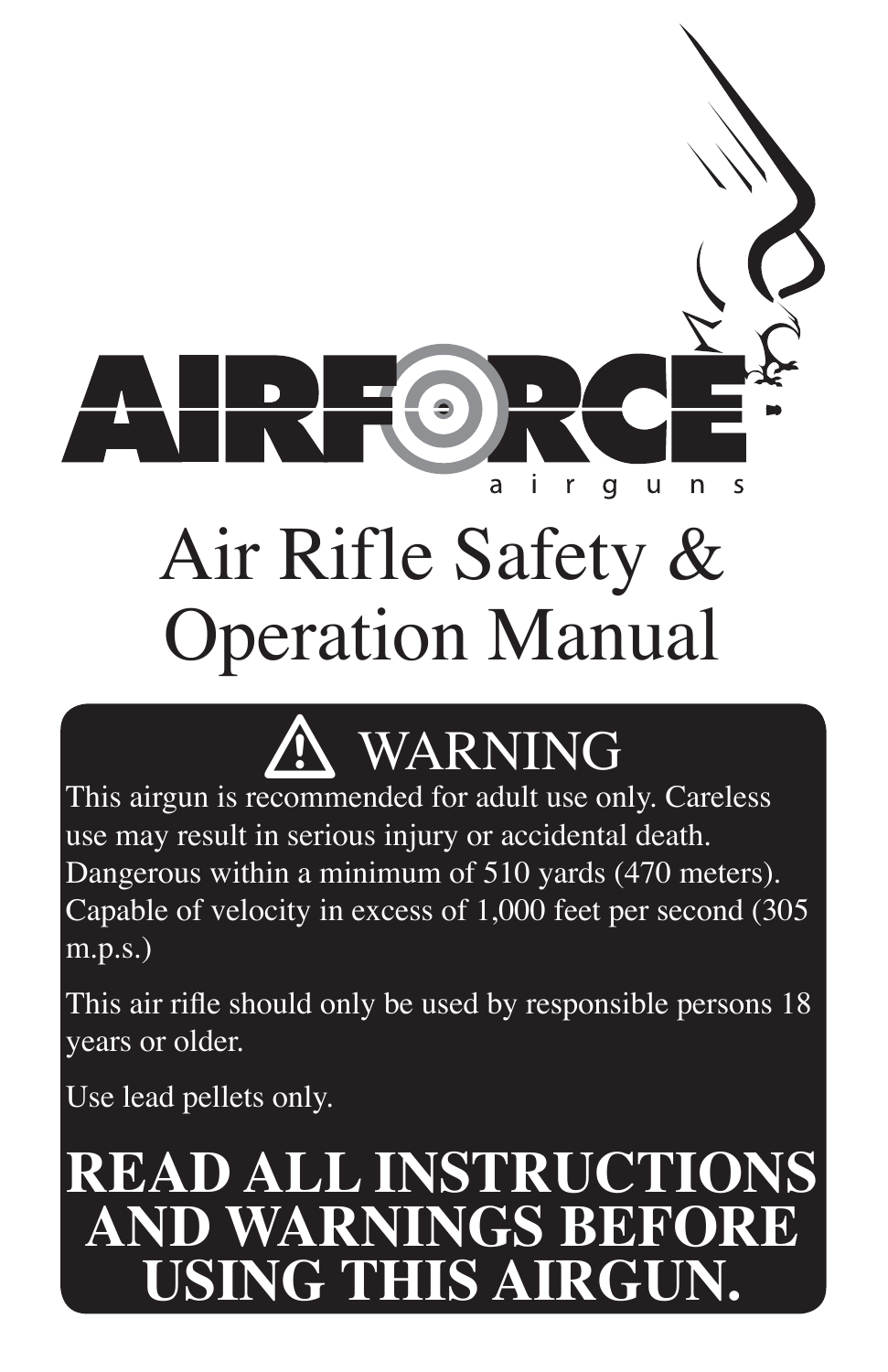AIRFORCE

airguns

# Air Rifle Safety & Operation Manual

## ⚠ WARNING

This airgun is recommended for adult use only. Careless use may result in serious injury or accidental death. Dangerous within a minimum of 510 yards (470 meters). Capable of velocity in excess of 1,000 feet per second (305 m.p.s.)

This air rifle should only be used by responsible persons 18 years or older.

Use lead pellets only.

**READ ALL INSTRUCTIONS AND WARNINGS BEFORE USING THIS AIRGUN.**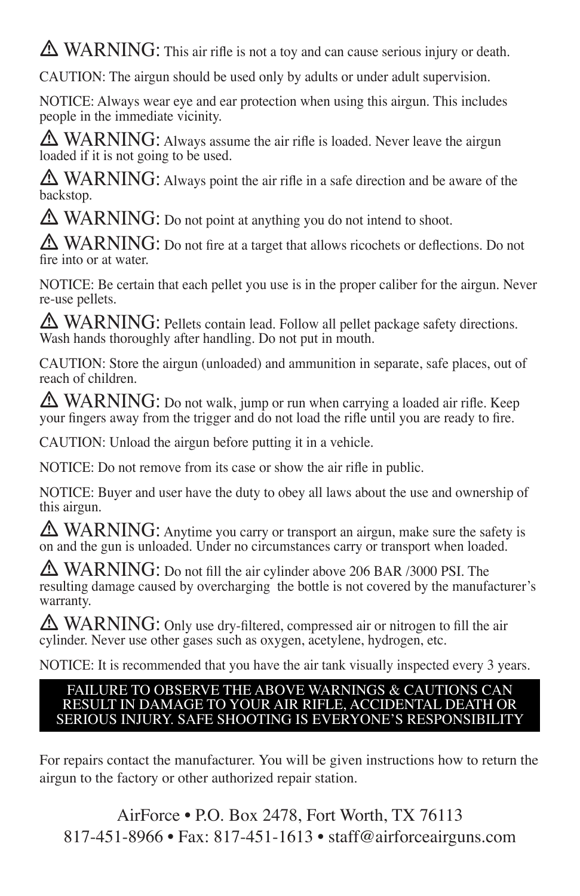⚠ **WARNING:** This air rifle is not a toy and can cause serious injury or death.

CAUTION: The airgun should be used only by adults or under adult supervision.

NOTICE: Always wear eye and ear protection when using this airgun. This includes people in the immediate vicinity.

⚠ **WARNING:** Always assume the air rifle is loaded. Never leave the airgun loaded if it is not going to be used.

⚠ **WARNING:** Always point the air rifle in a safe direction and be aware of the backstop.

⚠ **WARNING:** Do not point at anything you do not intend to shoot.

⚠ **WARNING:** Do not fire at a target that allows ricochets or deflections. Do not fire into or at water.

NOTICE: Be certain that each pellet you use is in the proper caliber for the airgun. Never re-use pellets.

⚠ **WARNING:** Pellets contain lead. Follow all pellet package safety directions. Wash hands thoroughly after handling. Do not put in mouth.

CAUTION: Store the airgun (unloaded) and ammunition in separate, safe places, out of reach of children.

⚠ **WARNING:** Do not walk, jump or run when carrying a loaded air rifle. Keep your fingers away from the trigger and do not load the rifle until you are ready to fire.

CAUTION: Unload the airgun before putting it in a vehicle.

NOTICE: Do not remove from its case or show the air rifle in public.

NOTICE: Buyer and user have the duty to obey all laws about the use and ownership of this airgun.

⚠ **WARNING:** Anytime you carry or transport an airgun, make sure the safety is on and the gun is unloaded. Under no circumstances carry or transport when loaded.

⚠ **WARNING:** Do not fill the air cylinder above 206 BAR /3000 PSI. The resulting damage caused by overcharging the bottle is not covered by the manufacturer's warranty.

⚠ **WARNING:** Only use dry-filtered, compressed air or nitrogen to fill the air cylinder. Never use other gases such as oxygen, acetylene, hydrogen, etc.

NOTICE: It is recommended that you have the air tank visually inspected every 3 years.

**FAILURE TO OBSERVE THE ABOVE WARNINGS & CAUTIONS CAN RESULT IN DAMAGE TO YOUR AIR RIFLE, ACCIDENTAL DEATH OR SERIOUS INJURY. SAFE SHOOTING IS EVERYONE'S RESPONSIBILITY**

For repairs contact the manufacturer. You will be given instructions how to return the airgun to the factory or other authorized repair station.

AirForce • P.O. Box 2478, Fort Worth, TX 76113
817-451-8966 • Fax: 817-451-1613 • staff@airforceairguns.com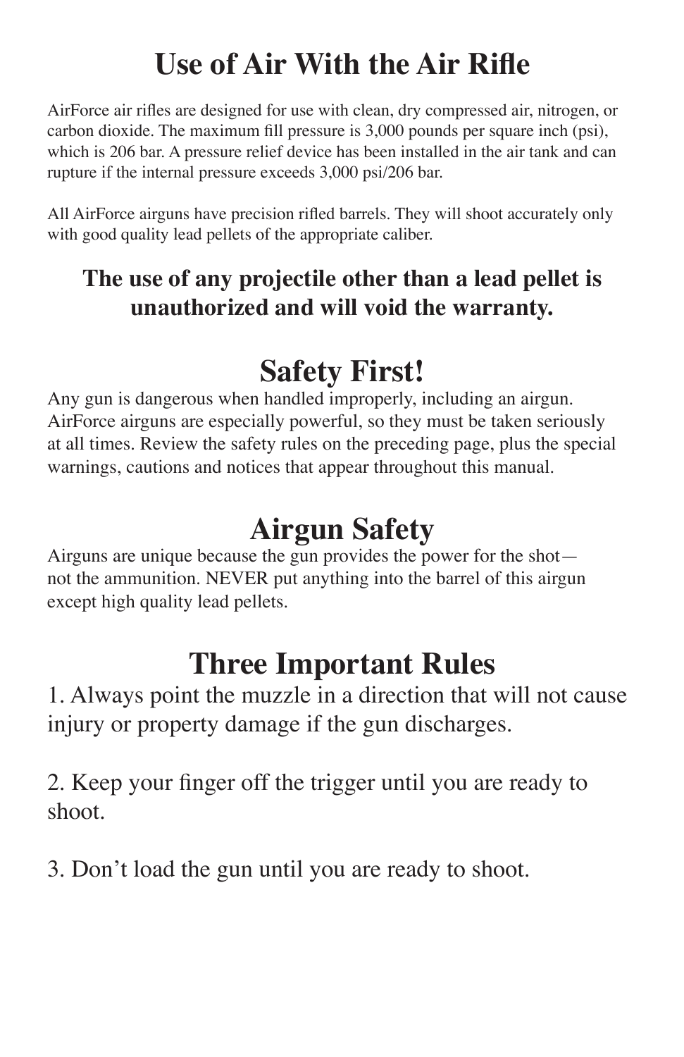# Use of Air With the Air Rifle

AirForce air rifles are designed for use with clean, dry compressed air, nitrogen, or carbon dioxide. The maximum fill pressure is 3,000 pounds per square inch (psi), which is 206 bar. A pressure relief device has been installed in the air tank and can rupture if the internal pressure exceeds 3,000 psi/206 bar.

All AirForce airguns have precision rifled barrels. They will shoot accurately only with good quality lead pellets of the appropriate caliber.

**The use of any projectile other than a lead pellet is unauthorized and will void the warranty.**

# Safety First!

Any gun is dangerous when handled improperly, including an airgun. AirForce airguns are especially powerful, so they must be taken seriously at all times. Review the safety rules on the preceding page, plus the special warnings, cautions and notices that appear throughout this manual.

# Airgun Safety

Airguns are unique because the gun provides the power for the shot—not the ammunition. NEVER put anything into the barrel of this airgun except high quality lead pellets.

# Three Important Rules

1. Always point the muzzle in a direction that will not cause injury or property damage if the gun discharges.

2. Keep your finger off the trigger until you are ready to shoot.

3. Don't load the gun until you are ready to shoot.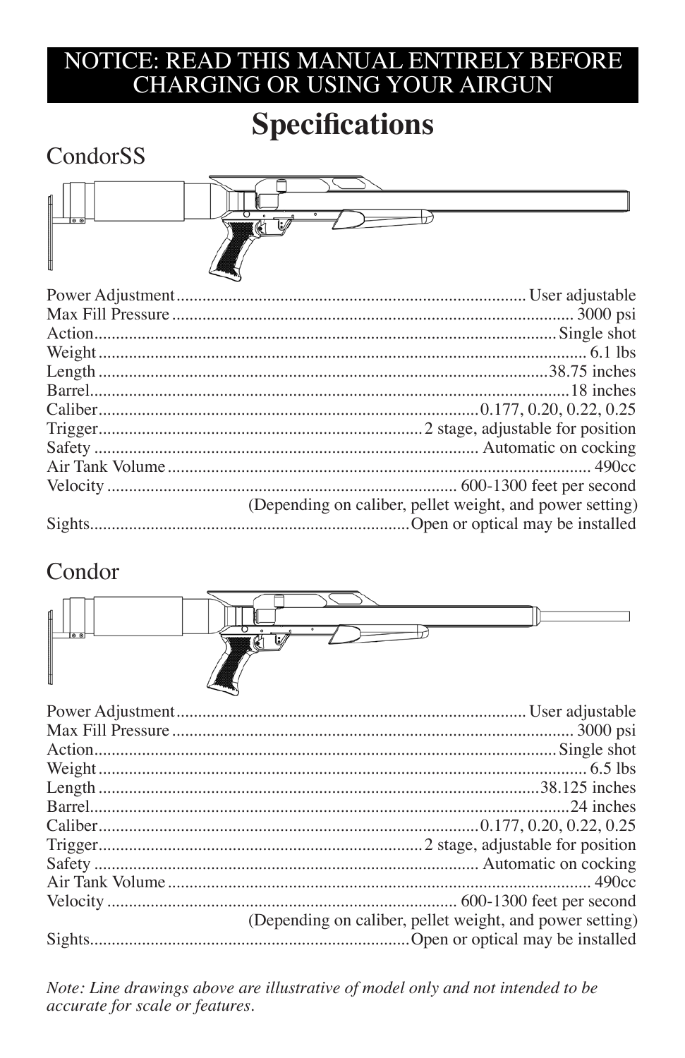**NOTICE: READ THIS MANUAL ENTIRELY BEFORE CHARGING OR USING YOUR AIRGUN**

# Specifications

## CondorSS

| | |
|---|---|
| Power Adjustment | User adjustable |
| Max Fill Pressure | 3000 psi |
| Action | Single shot |
| Weight | 6.1 lbs |
| Length | 38.75 inches |
| Barrel | 18 inches |
| Caliber | 0.177, 0.20, 0.22, 0.25 |
| Trigger | 2 stage, adjustable for position |
| Safety | Automatic on cocking |
| Air Tank Volume | 490cc |
| Velocity | 600-1300 feet per second (Depending on caliber, pellet weight, and power setting) |
| Sights | Open or optical may be installed |

## Condor

| | |
|---|---|
| Power Adjustment | User adjustable |
| Max Fill Pressure | 3000 psi |
| Action | Single shot |
| Weight | 6.5 lbs |
| Length | 38.125 inches |
| Barrel | 24 inches |
| Caliber | 0.177, 0.20, 0.22, 0.25 |
| Trigger | 2 stage, adjustable for position |
| Safety | Automatic on cocking |
| Air Tank Volume | 490cc |
| Velocity | 600-1300 feet per second (Depending on caliber, pellet weight, and power setting) |
| Sights | Open or optical may be installed |

*Note: Line drawings above are illustrative of model only and not intended to be accurate for scale or features.*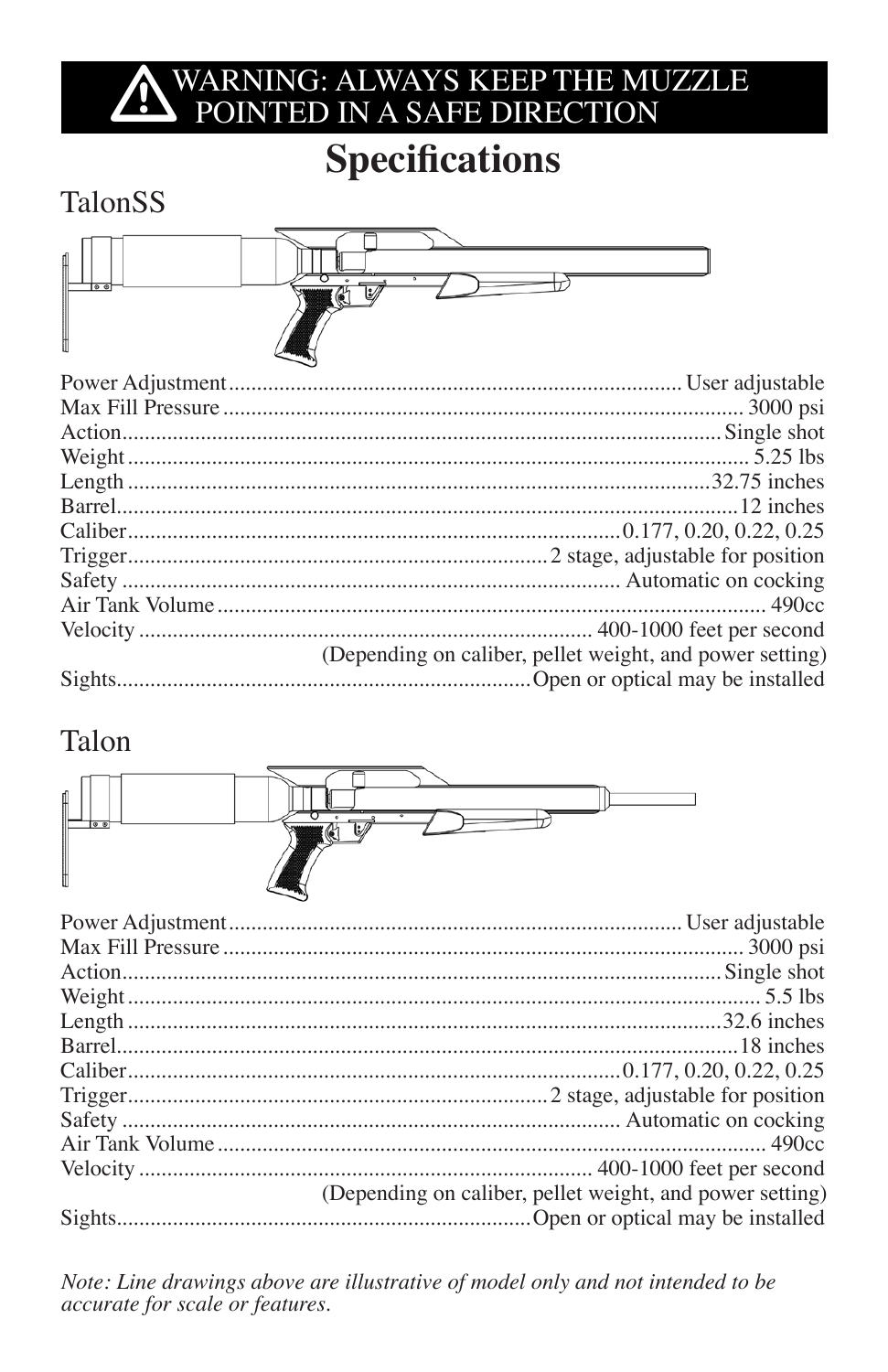**⚠ WARNING: ALWAYS KEEP THE MUZZLE POINTED IN A SAFE DIRECTION**

# Specifications

## TalonSS

| | |
|---|---|
| Power Adjustment | User adjustable |
| Max Fill Pressure | 3000 psi |
| Action | Single shot |
| Weight | 5.25 lbs |
| Length | 32.75 inches |
| Barrel | 12 inches |
| Caliber | 0.177, 0.20, 0.22, 0.25 |
| Trigger | 2 stage, adjustable for position |
| Safety | Automatic on cocking |
| Air Tank Volume | 490cc |
| Velocity | 400-1000 feet per second (Depending on caliber, pellet weight, and power setting) |
| Sights | Open or optical may be installed |

## Talon

| | |
|---|---|
| Power Adjustment | User adjustable |
| Max Fill Pressure | 3000 psi |
| Action | Single shot |
| Weight | 5.5 lbs |
| Length | 32.6 inches |
| Barrel | 18 inches |
| Caliber | 0.177, 0.20, 0.22, 0.25 |
| Trigger | 2 stage, adjustable for position |
| Safety | Automatic on cocking |
| Air Tank Volume | 490cc |
| Velocity | 400-1000 feet per second (Depending on caliber, pellet weight, and power setting) |
| Sights | Open or optical may be installed |

*Note: Line drawings above are illustrative of model only and not intended to be accurate for scale or features.*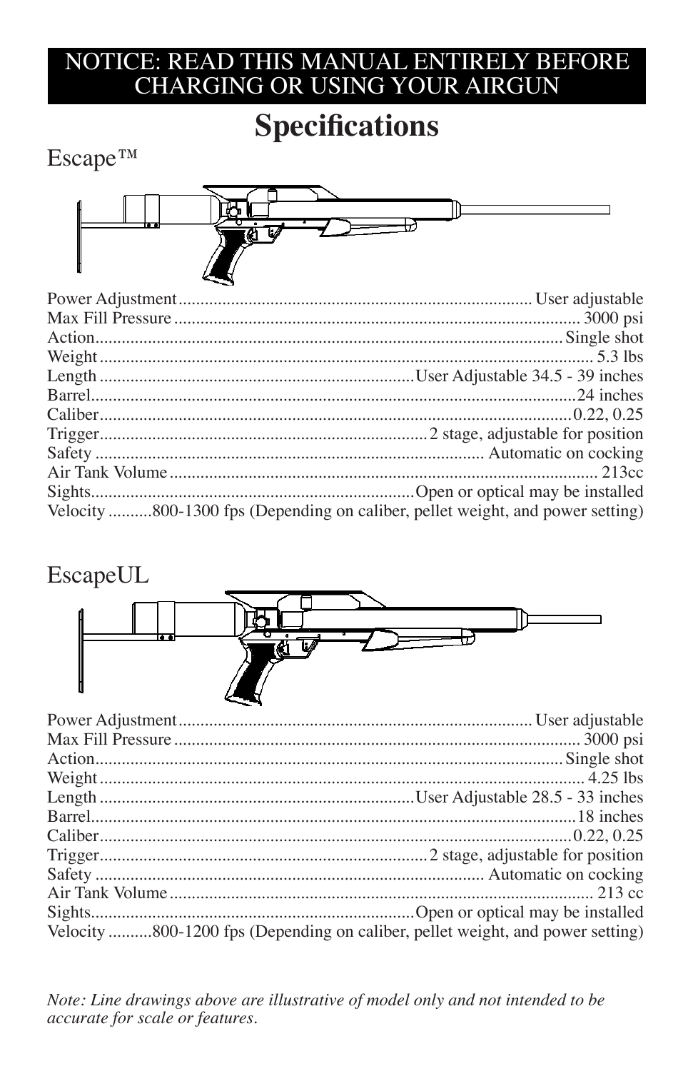**NOTICE: READ THIS MANUAL ENTIRELY BEFORE CHARGING OR USING YOUR AIRGUN**

# Specifications

## Escape™

| | |
|---|---|
| Power Adjustment | User adjustable |
| Max Fill Pressure | 3000 psi |
| Action | Single shot |
| Weight | 5.3 lbs |
| Length | User Adjustable 34.5 - 39 inches |
| Barrel | 24 inches |
| Caliber | 0.22, 0.25 |
| Trigger | 2 stage, adjustable for position |
| Safety | Automatic on cocking |
| Air Tank Volume | 213cc |
| Sights | Open or optical may be installed |
| Velocity | 800-1300 fps (Depending on caliber, pellet weight, and power setting) |

## EscapeUL

| | |
|---|---|
| Power Adjustment | User adjustable |
| Max Fill Pressure | 3000 psi |
| Action | Single shot |
| Weight | 4.25 lbs |
| Length | User Adjustable 28.5 - 33 inches |
| Barrel | 18 inches |
| Caliber | 0.22, 0.25 |
| Trigger | 2 stage, adjustable for position |
| Safety | Automatic on cocking |
| Air Tank Volume | 213 cc |
| Sights | Open or optical may be installed |
| Velocity | 800-1200 fps (Depending on caliber, pellet weight, and power setting) |

*Note: Line drawings above are illustrative of model only and not intended to be accurate for scale or features.*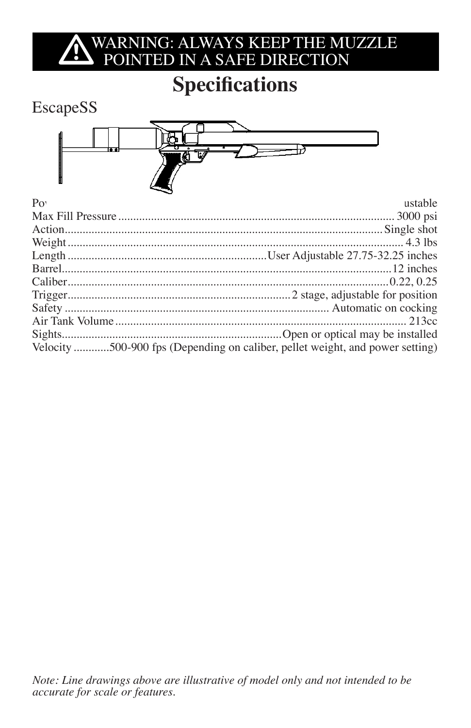**WARNING: ALWAYS KEEP THE MUZZLE POINTED IN A SAFE DIRECTION**

# Specifications

## EscapeSS

Po... ustable
Max Fill Pressure ........................................ 3000 psi
Action........................................ Single shot
Weight ........................................ 4.3 lbs
Length ........................................ User Adjustable 27.75-32.25 inches
Barrel........................................ 12 inches
Caliber........................................ 0.22, 0.25
Trigger........................................ 2 stage, adjustable for position
Safety ........................................ Automatic on cocking
Air Tank Volume ........................................ 213cc
Sights........................................ Open or optical may be installed
Velocity ............500-900 fps (Depending on caliber, pellet weight, and power setting)

*Note: Line drawings above are illustrative of model only and not intended to be accurate for scale or features.*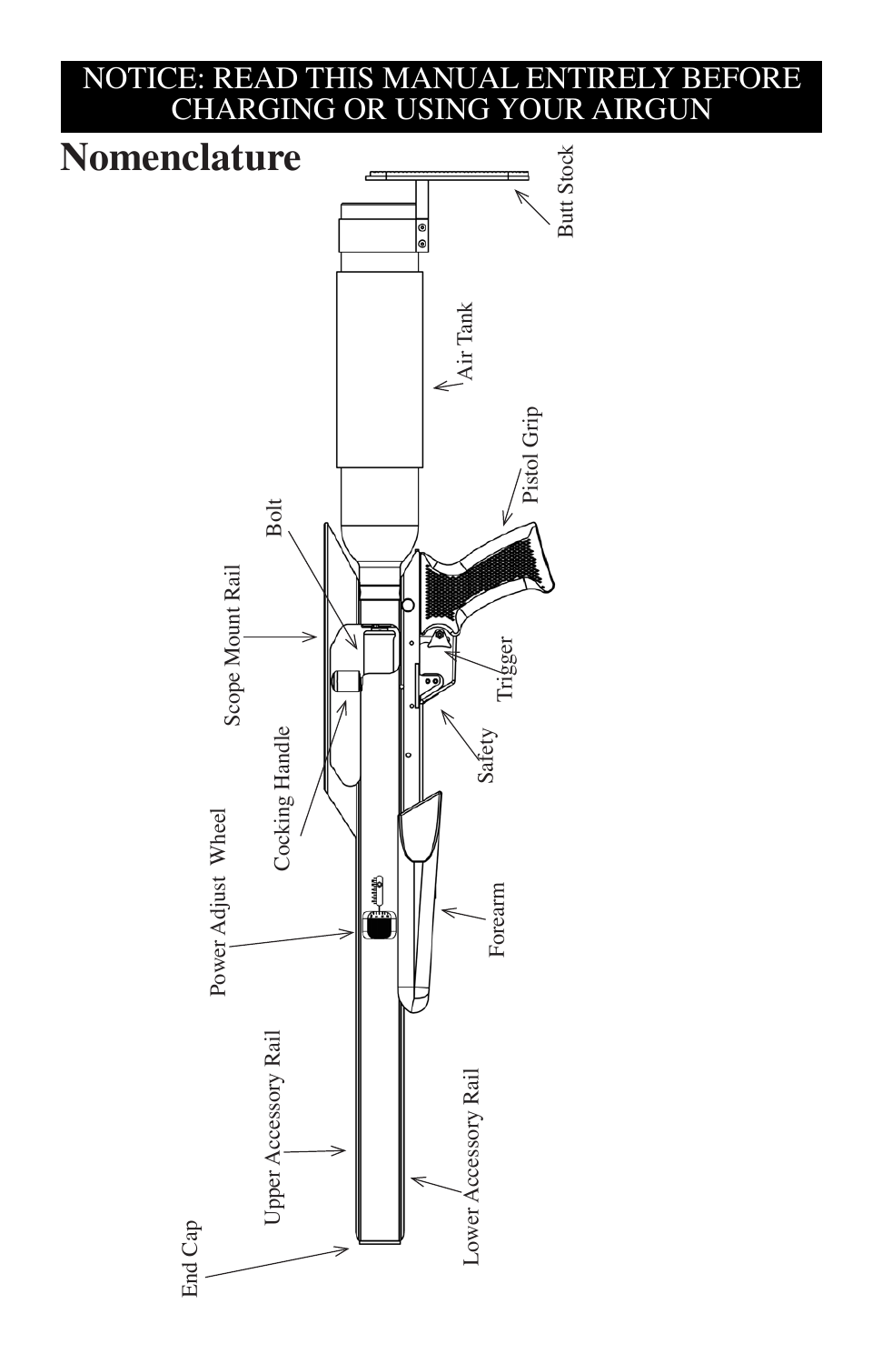**NOTICE: READ THIS MANUAL ENTIRELY BEFORE CHARGING OR USING YOUR AIRGUN**

# Nomenclature

Butt Stock

Air Tank

Pistol Grip

Bolt

Scope Mount Rail

Trigger

Safety

Cocking Handle

Power Adjust Wheel

Forearm

Upper Accessory Rail

Lower Accessory Rail

End Cap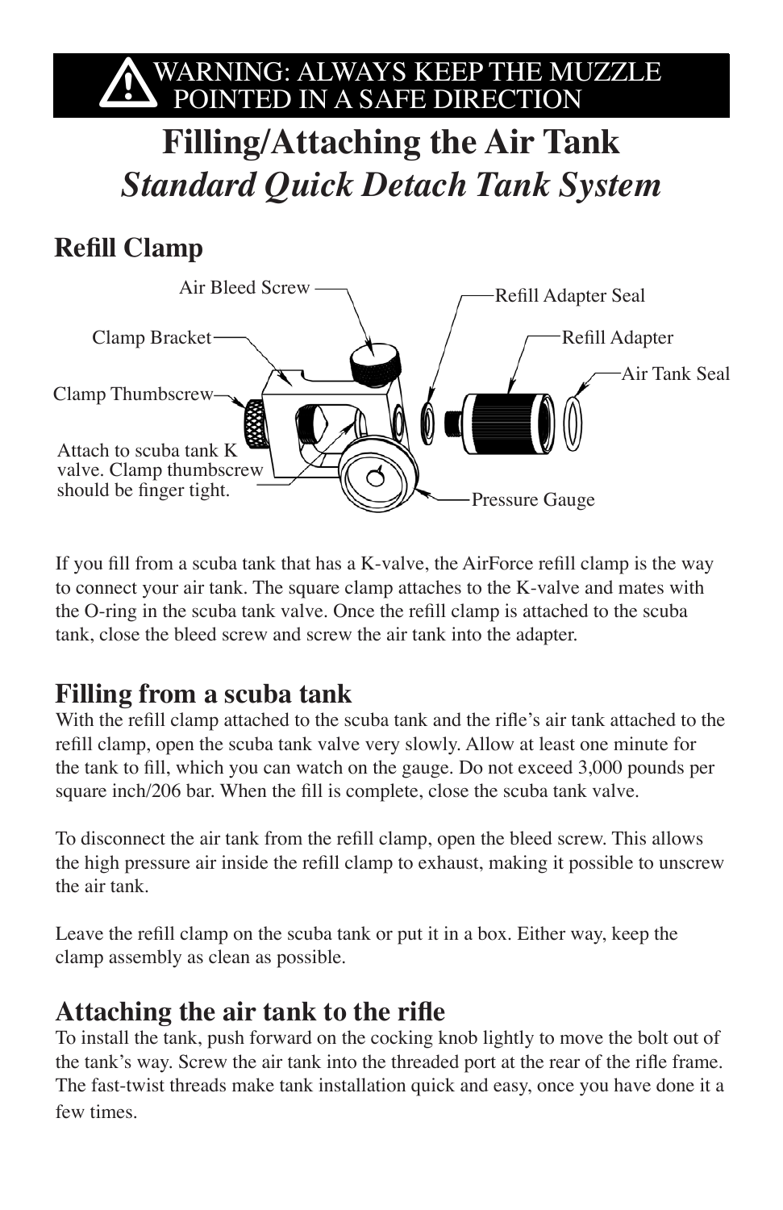**WARNING: ALWAYS KEEP THE MUZZLE POINTED IN A SAFE DIRECTION**

# Filling/Attaching the Air Tank

## *Standard Quick Detach Tank System*

### Refill Clamp

Air Bleed Screw

Clamp Bracket

Clamp Thumbscrew

Attach to scuba tank K valve. Clamp thumbscrew should be finger tight.

Refill Adapter Seal

Refill Adapter

Air Tank Seal

Pressure Gauge

If you fill from a scuba tank that has a K-valve, the AirForce refill clamp is the way to connect your air tank. The square clamp attaches to the K-valve and mates with the O-ring in the scuba tank valve. Once the refill clamp is attached to the scuba tank, close the bleed screw and screw the air tank into the adapter.

### Filling from a scuba tank

With the refill clamp attached to the scuba tank and the rifle's air tank attached to the refill clamp, open the scuba tank valve very slowly. Allow at least one minute for the tank to fill, which you can watch on the gauge. Do not exceed 3,000 pounds per square inch/206 bar. When the fill is complete, close the scuba tank valve.

To disconnect the air tank from the refill clamp, open the bleed screw. This allows the high pressure air inside the refill clamp to exhaust, making it possible to unscrew the air tank.

Leave the refill clamp on the scuba tank or put it in a box. Either way, keep the clamp assembly as clean as possible.

### Attaching the air tank to the rifle

To install the tank, push forward on the cocking knob lightly to move the bolt out of the tank's way. Screw the air tank into the threaded port at the rear of the rifle frame. The fast-twist threads make tank installation quick and easy, once you have done it a few times.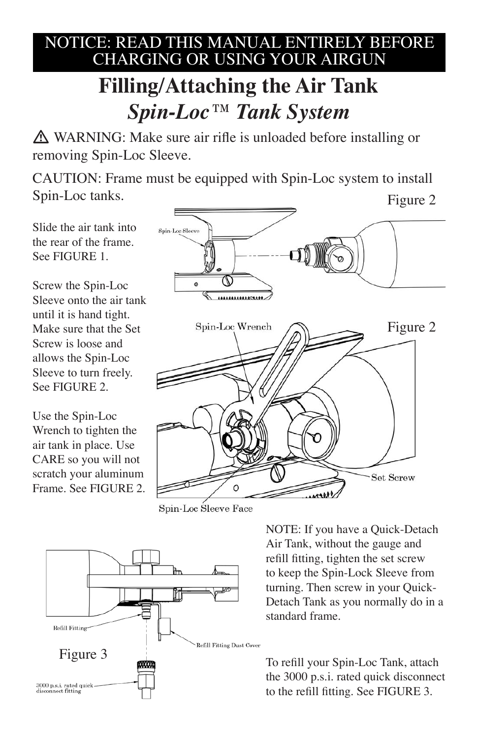**NOTICE: READ THIS MANUAL ENTIRELY BEFORE CHARGING OR USING YOUR AIRGUN**

# Filling/Attaching the Air Tank

## *Spin-Loc™ Tank System*

⚠ WARNING: Make sure air rifle is unloaded before installing or removing Spin-Loc Sleeve.

CAUTION: Frame must be equipped with Spin-Loc system to install Spin-Loc tanks.

Slide the air tank into the rear of the frame. See FIGURE 1.

Screw the Spin-Loc Sleeve onto the air tank until it is hand tight. Make sure that the Set Screw is loose and allows the Spin-Loc Sleeve to turn freely. See FIGURE 2.

Use the Spin-Loc Wrench to tighten the air tank in place. Use CARE so you will not scratch your aluminum Frame. See FIGURE 2.

Figure 2

Spin-Loc Sleeve

Figure 2

Spin-Loc Wrench

Set Screw

Spin-Loc Sleeve Face

NOTE: If you have a Quick-Detach Air Tank, without the gauge and refill fitting, tighten the set screw to keep the Spin-Lock Sleeve from turning. Then screw in your Quick-Detach Tank as you normally do in a standard frame.

Refill Fitting

Refill Fitting Dust Cover

Figure 3

3000 p.s.i. rated quick disconnect fitting

To refill your Spin-Loc Tank, attach the 3000 p.s.i. rated quick disconnect to the refill fitting. See FIGURE 3.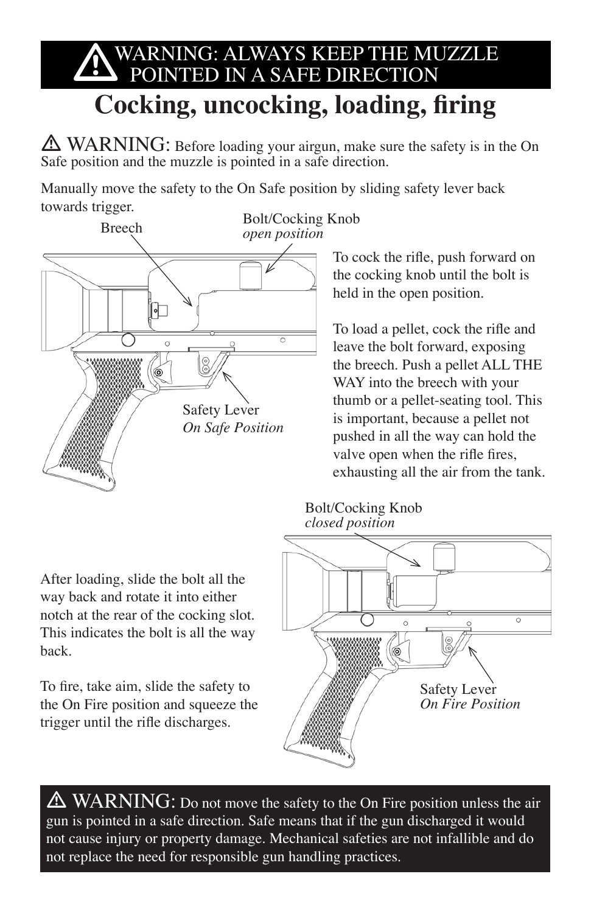**⚠ WARNING: ALWAYS KEEP THE MUZZLE POINTED IN A SAFE DIRECTION**

# Cocking, uncocking, loading, firing

⚠ **WARNING:** Before loading your airgun, make sure the safety is in the On Safe position and the muzzle is pointed in a safe direction.

Manually move the safety to the On Safe position by sliding safety lever back towards trigger.

Breech

Bolt/Cocking Knob
*open position*

Safety Lever
*On Safe Position*

To cock the rifle, push forward on the cocking knob until the bolt is held in the open position.

To load a pellet, cock the rifle and leave the bolt forward, exposing the breech. Push a pellet ALL THE WAY into the breech with your thumb or a pellet-seating tool. This is important, because a pellet not pushed in all the way can hold the valve open when the rifle fires, exhausting all the air from the tank.

Bolt/Cocking Knob
*closed position*

Safety Lever
*On Fire Position*

After loading, slide the bolt all the way back and rotate it into either notch at the rear of the cocking slot. This indicates the bolt is all the way back.

To fire, take aim, slide the safety to the On Fire position and squeeze the trigger until the rifle discharges.

⚠ **WARNING:** Do not move the safety to the On Fire position unless the air gun is pointed in a safe direction. Safe means that if the gun discharged it would not cause injury or property damage. Mechanical safeties are not infallible and do not replace the need for responsible gun handling practices.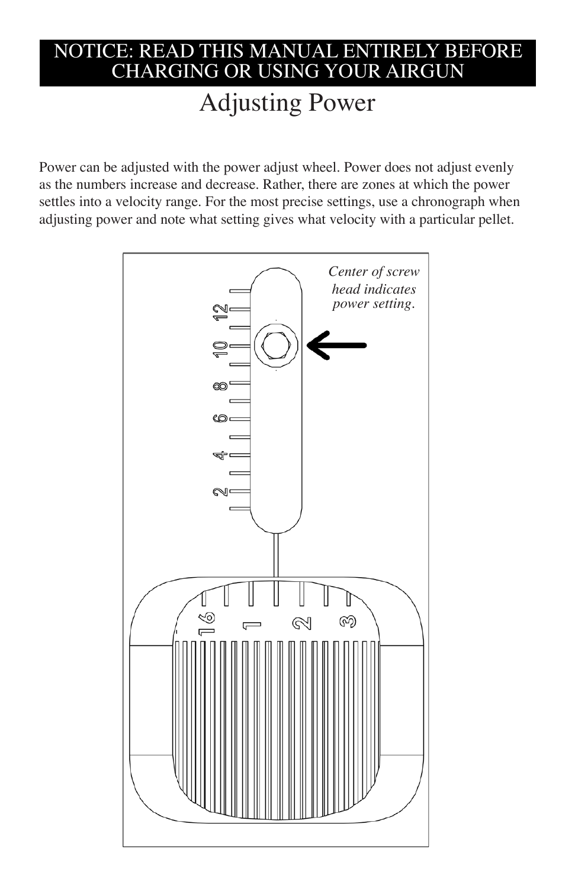NOTICE: READ THIS MANUAL ENTIRELY BEFORE CHARGING OR USING YOUR AIRGUN

# Adjusting Power

Power can be adjusted with the power adjust wheel. Power does not adjust evenly as the numbers increase and decrease. Rather, there are zones at which the power settles into a velocity range. For the most precise settings, use a chronograph when adjusting power and note what setting gives what velocity with a particular pellet.

*Center of screw head indicates power setting.*

2 4 6 8 10 12

16 1 2 3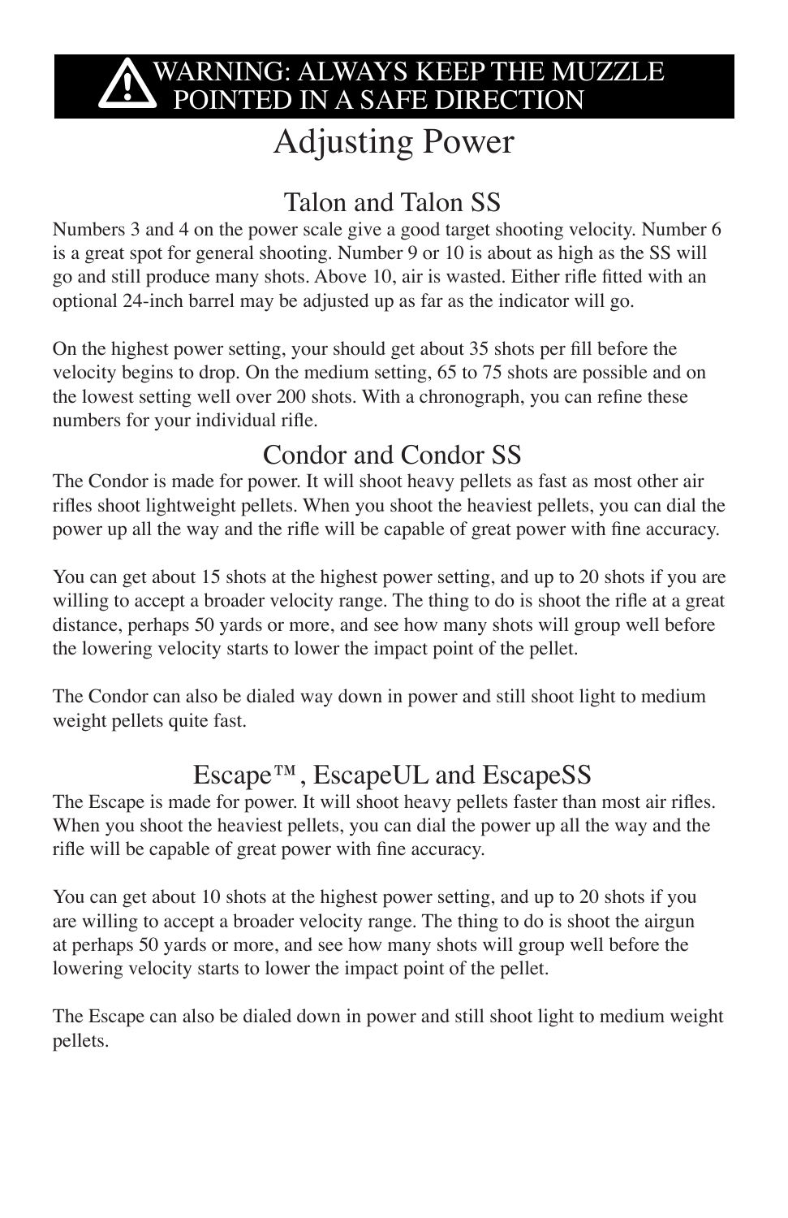**⚠ WARNING: ALWAYS KEEP THE MUZZLE POINTED IN A SAFE DIRECTION**

# Adjusting Power

## Talon and Talon SS

Numbers 3 and 4 on the power scale give a good target shooting velocity. Number 6 is a great spot for general shooting. Number 9 or 10 is about as high as the SS will go and still produce many shots. Above 10, air is wasted. Either rifle fitted with an optional 24-inch barrel may be adjusted up as far as the indicator will go.

On the highest power setting, your should get about 35 shots per fill before the velocity begins to drop. On the medium setting, 65 to 75 shots are possible and on the lowest setting well over 200 shots. With a chronograph, you can refine these numbers for your individual rifle.

## Condor and Condor SS

The Condor is made for power. It will shoot heavy pellets as fast as most other air rifles shoot lightweight pellets. When you shoot the heaviest pellets, you can dial the power up all the way and the rifle will be capable of great power with fine accuracy.

You can get about 15 shots at the highest power setting, and up to 20 shots if you are willing to accept a broader velocity range. The thing to do is shoot the rifle at a great distance, perhaps 50 yards or more, and see how many shots will group well before the lowering velocity starts to lower the impact point of the pellet.

The Condor can also be dialed way down in power and still shoot light to medium weight pellets quite fast.

## Escape™, EscapeUL and EscapeSS

The Escape is made for power. It will shoot heavy pellets faster than most air rifles. When you shoot the heaviest pellets, you can dial the power up all the way and the rifle will be capable of great power with fine accuracy.

You can get about 10 shots at the highest power setting, and up to 20 shots if you are willing to accept a broader velocity range. The thing to do is shoot the airgun at perhaps 50 yards or more, and see how many shots will group well before the lowering velocity starts to lower the impact point of the pellet.

The Escape can also be dialed down in power and still shoot light to medium weight pellets.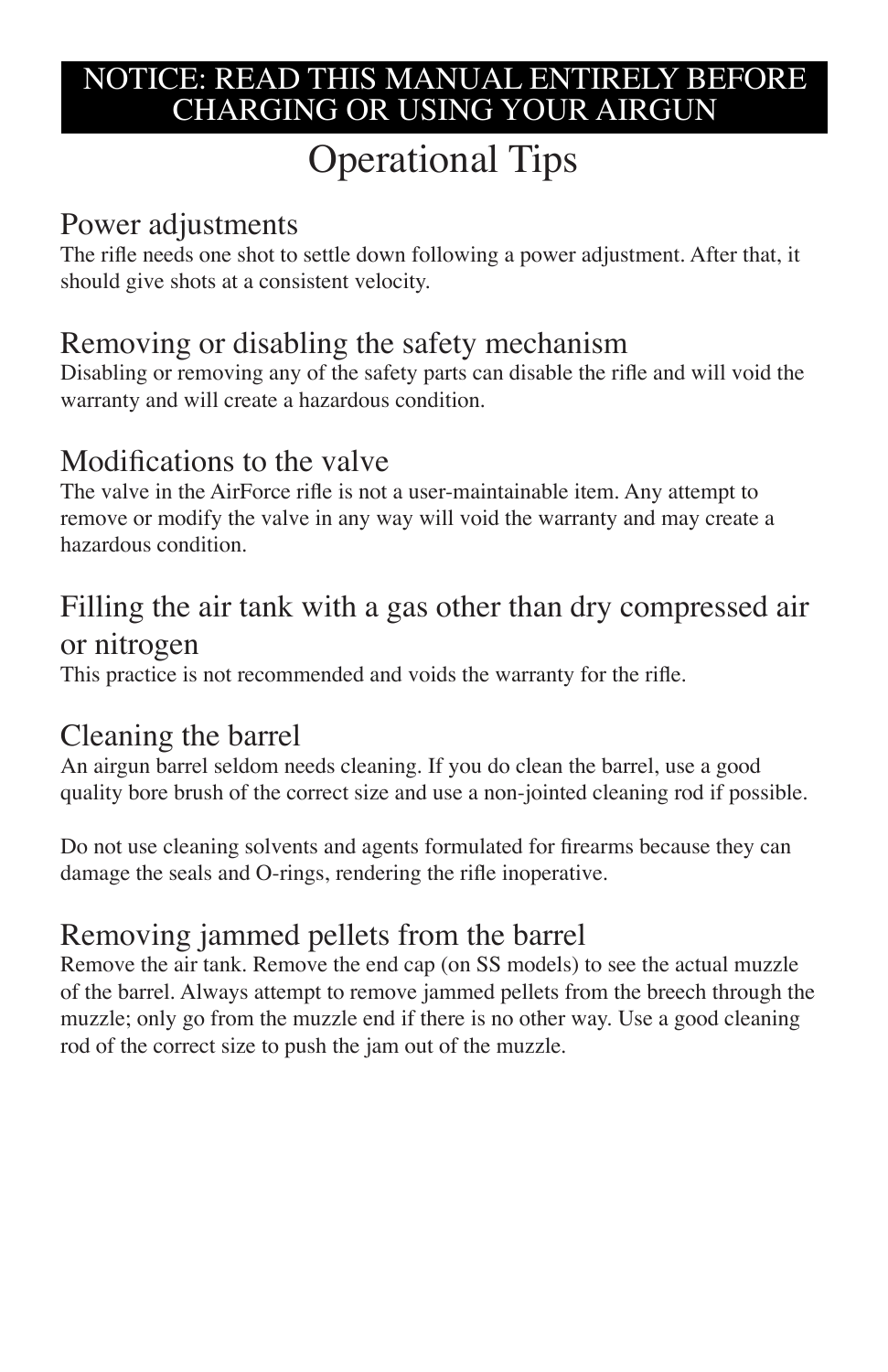**NOTICE: READ THIS MANUAL ENTIRELY BEFORE CHARGING OR USING YOUR AIRGUN**

# Operational Tips

## Power adjustments

The rifle needs one shot to settle down following a power adjustment. After that, it should give shots at a consistent velocity.

## Removing or disabling the safety mechanism

Disabling or removing any of the safety parts can disable the rifle and will void the warranty and will create a hazardous condition.

## Modifications to the valve

The valve in the AirForce rifle is not a user-maintainable item. Any attempt to remove or modify the valve in any way will void the warranty and may create a hazardous condition.

## Filling the air tank with a gas other than dry compressed air or nitrogen

This practice is not recommended and voids the warranty for the rifle.

## Cleaning the barrel

An airgun barrel seldom needs cleaning. If you do clean the barrel, use a good quality bore brush of the correct size and use a non-jointed cleaning rod if possible.

Do not use cleaning solvents and agents formulated for firearms because they can damage the seals and O-rings, rendering the rifle inoperative.

## Removing jammed pellets from the barrel

Remove the air tank. Remove the end cap (on SS models) to see the actual muzzle of the barrel. Always attempt to remove jammed pellets from the breech through the muzzle; only go from the muzzle end if there is no other way. Use a good cleaning rod of the correct size to push the jam out of the muzzle.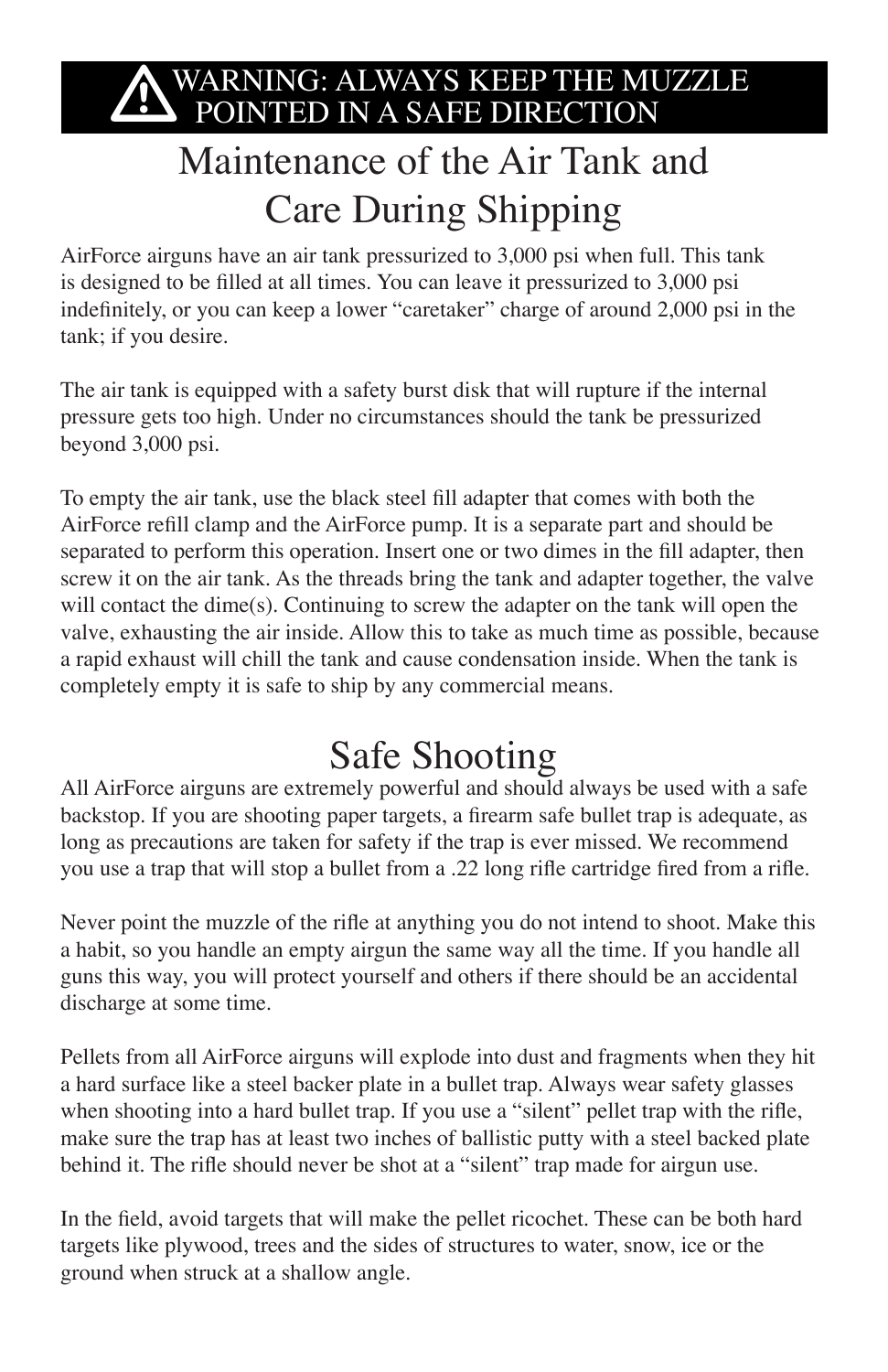**⚠ WARNING: ALWAYS KEEP THE MUZZLE POINTED IN A SAFE DIRECTION**

# Maintenance of the Air Tank and Care During Shipping

AirForce airguns have an air tank pressurized to 3,000 psi when full. This tank is designed to be filled at all times. You can leave it pressurized to 3,000 psi indefinitely, or you can keep a lower "caretaker" charge of around 2,000 psi in the tank; if you desire.

The air tank is equipped with a safety burst disk that will rupture if the internal pressure gets too high. Under no circumstances should the tank be pressurized beyond 3,000 psi.

To empty the air tank, use the black steel fill adapter that comes with both the AirForce refill clamp and the AirForce pump. It is a separate part and should be separated to perform this operation. Insert one or two dimes in the fill adapter, then screw it on the air tank. As the threads bring the tank and adapter together, the valve will contact the dime(s). Continuing to screw the adapter on the tank will open the valve, exhausting the air inside. Allow this to take as much time as possible, because a rapid exhaust will chill the tank and cause condensation inside. When the tank is completely empty it is safe to ship by any commercial means.

# Safe Shooting

All AirForce airguns are extremely powerful and should always be used with a safe backstop. If you are shooting paper targets, a firearm safe bullet trap is adequate, as long as precautions are taken for safety if the trap is ever missed. We recommend you use a trap that will stop a bullet from a .22 long rifle cartridge fired from a rifle.

Never point the muzzle of the rifle at anything you do not intend to shoot. Make this a habit, so you handle an empty airgun the same way all the time. If you handle all guns this way, you will protect yourself and others if there should be an accidental discharge at some time.

Pellets from all AirForce airguns will explode into dust and fragments when they hit a hard surface like a steel backer plate in a bullet trap. Always wear safety glasses when shooting into a hard bullet trap. If you use a "silent" pellet trap with the rifle, make sure the trap has at least two inches of ballistic putty with a steel backed plate behind it. The rifle should never be shot at a "silent" trap made for airgun use.

In the field, avoid targets that will make the pellet ricochet. These can be both hard targets like plywood, trees and the sides of structures to water, snow, ice or the ground when struck at a shallow angle.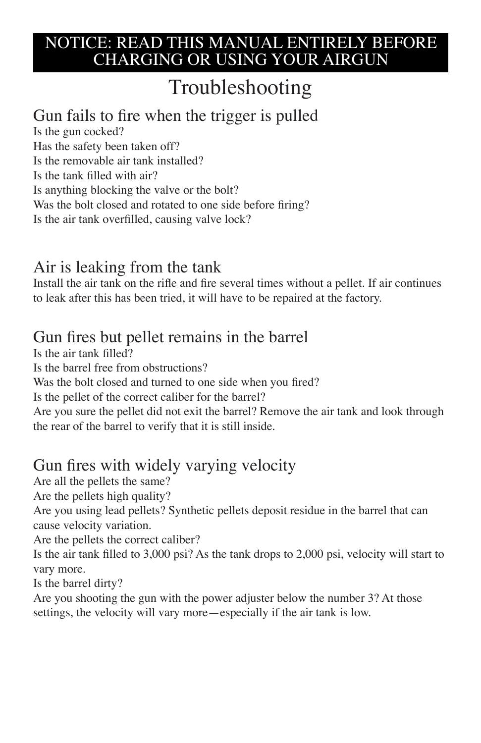**NOTICE: READ THIS MANUAL ENTIRELY BEFORE CHARGING OR USING YOUR AIRGUN**

# Troubleshooting

## Gun fails to fire when the trigger is pulled

Is the gun cocked?
Has the safety been taken off?
Is the removable air tank installed?
Is the tank filled with air?
Is anything blocking the valve or the bolt?
Was the bolt closed and rotated to one side before firing?
Is the air tank overfilled, causing valve lock?

## Air is leaking from the tank

Install the air tank on the rifle and fire several times without a pellet. If air continues to leak after this has been tried, it will have to be repaired at the factory.

## Gun fires but pellet remains in the barrel

Is the air tank filled?
Is the barrel free from obstructions?
Was the bolt closed and turned to one side when you fired?
Is the pellet of the correct caliber for the barrel?
Are you sure the pellet did not exit the barrel? Remove the air tank and look through the rear of the barrel to verify that it is still inside.

## Gun fires with widely varying velocity

Are all the pellets the same?
Are the pellets high quality?
Are you using lead pellets? Synthetic pellets deposit residue in the barrel that can cause velocity variation.
Are the pellets the correct caliber?
Is the air tank filled to 3,000 psi? As the tank drops to 2,000 psi, velocity will start to vary more.
Is the barrel dirty?
Are you shooting the gun with the power adjuster below the number 3? At those settings, the velocity will vary more—especially if the air tank is low.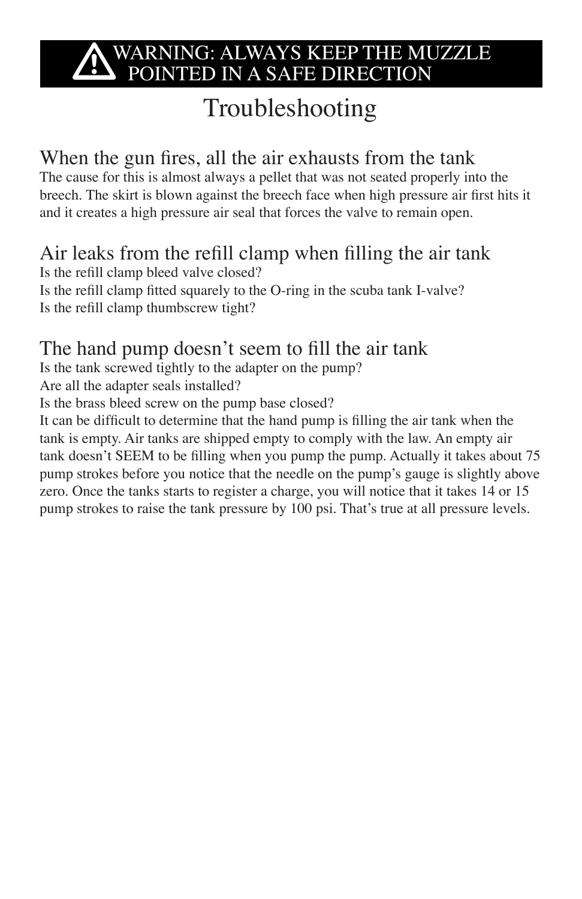**⚠ WARNING: ALWAYS KEEP THE MUZZLE POINTED IN A SAFE DIRECTION**

# Troubleshooting

## When the gun fires, all the air exhausts from the tank

The cause for this is almost always a pellet that was not seated properly into the breech. The skirt is blown against the breech face when high pressure air first hits it and it creates a high pressure air seal that forces the valve to remain open.

## Air leaks from the refill clamp when filling the air tank

Is the refill clamp bleed valve closed?
Is the refill clamp fitted squarely to the O-ring in the scuba tank I-valve?
Is the refill clamp thumbscrew tight?

## The hand pump doesn't seem to fill the air tank

Is the tank screwed tightly to the adapter on the pump?
Are all the adapter seals installed?
Is the brass bleed screw on the pump base closed?
It can be difficult to determine that the hand pump is filling the air tank when the tank is empty. Air tanks are shipped empty to comply with the law. An empty air tank doesn't SEEM to be filling when you pump the pump. Actually it takes about 75 pump strokes before you notice that the needle on the pump's gauge is slightly above zero. Once the tanks starts to register a charge, you will notice that it takes 14 or 15 pump strokes to raise the tank pressure by 100 psi. That's true at all pressure levels.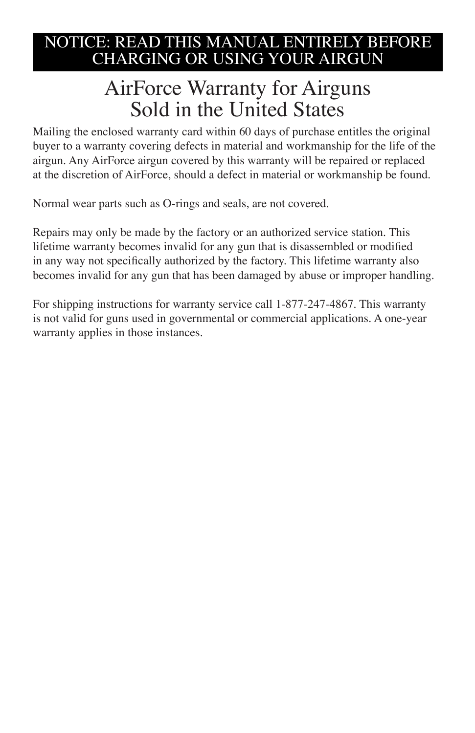**NOTICE: READ THIS MANUAL ENTIRELY BEFORE CHARGING OR USING YOUR AIRGUN**

# AirForce Warranty for Airguns Sold in the United States

Mailing the enclosed warranty card within 60 days of purchase entitles the original buyer to a warranty covering defects in material and workmanship for the life of the airgun. Any AirForce airgun covered by this warranty will be repaired or replaced at the discretion of AirForce, should a defect in material or workmanship be found.

Normal wear parts such as O-rings and seals, are not covered.

Repairs may only be made by the factory or an authorized service station. This lifetime warranty becomes invalid for any gun that is disassembled or modified in any way not specifically authorized by the factory. This lifetime warranty also becomes invalid for any gun that has been damaged by abuse or improper handling.

For shipping instructions for warranty service call 1-877-247-4867. This warranty is not valid for guns used in governmental or commercial applications. A one-year warranty applies in those instances.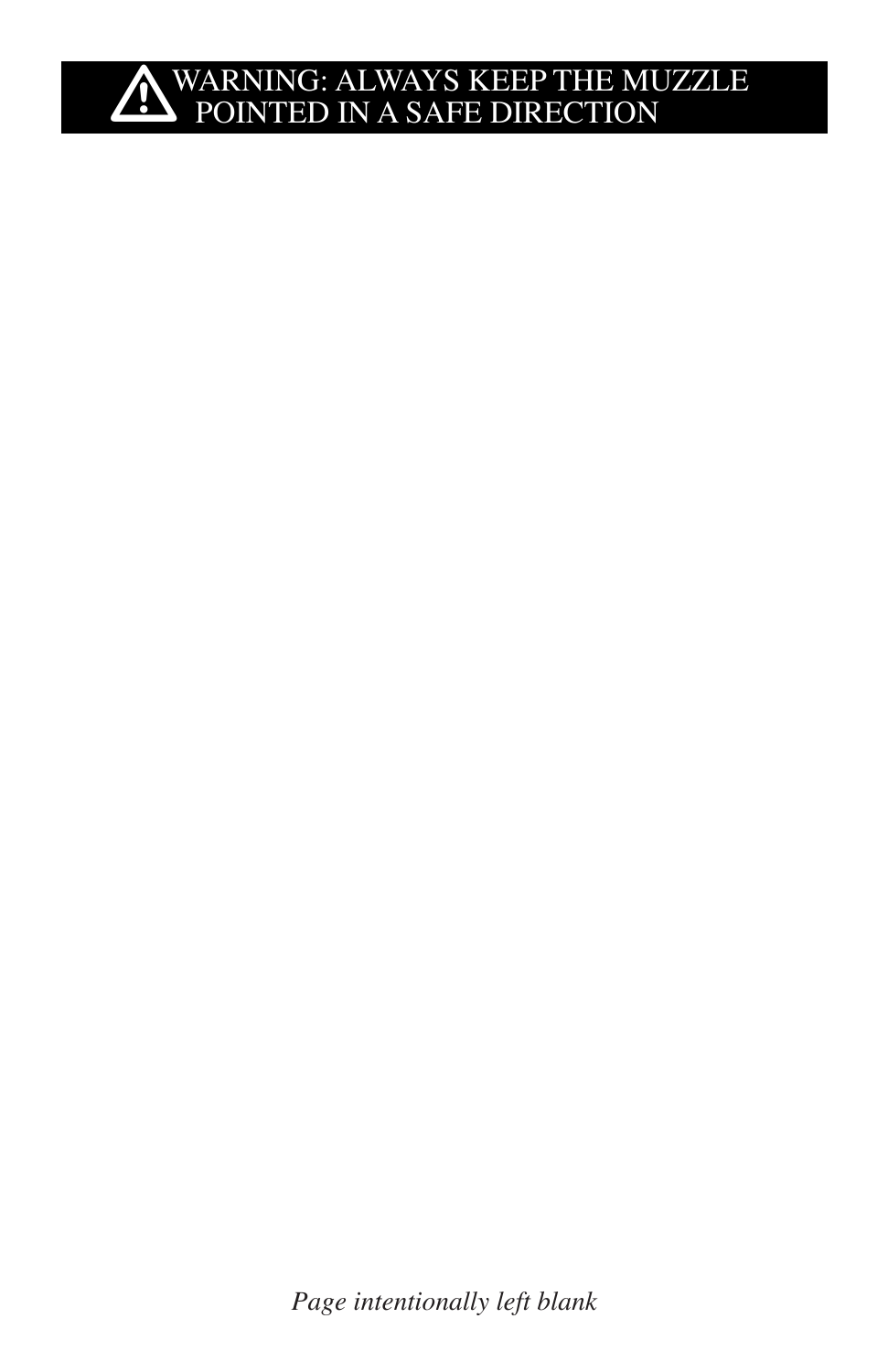**⚠ WARNING: ALWAYS KEEP THE MUZZLE POINTED IN A SAFE DIRECTION**

*Page intentionally left blank*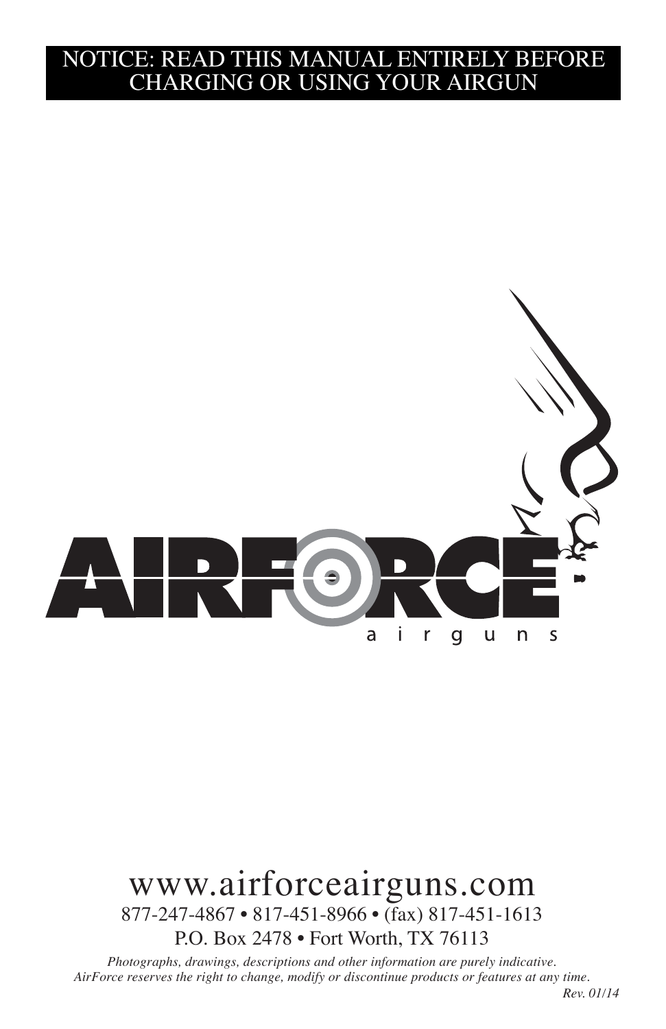**NOTICE: READ THIS MANUAL ENTIRELY BEFORE CHARGING OR USING YOUR AIRGUN**

AIRFORCE airguns

www.airforceairguns.com

877-247-4867 • 817-451-8966 • (fax) 817-451-1613

P.O. Box 2478 • Fort Worth, TX 76113

*Photographs, drawings, descriptions and other information are purely indicative. AirForce reserves the right to change, modify or discontinue products or features at any time.*

*Rev. 01/14*